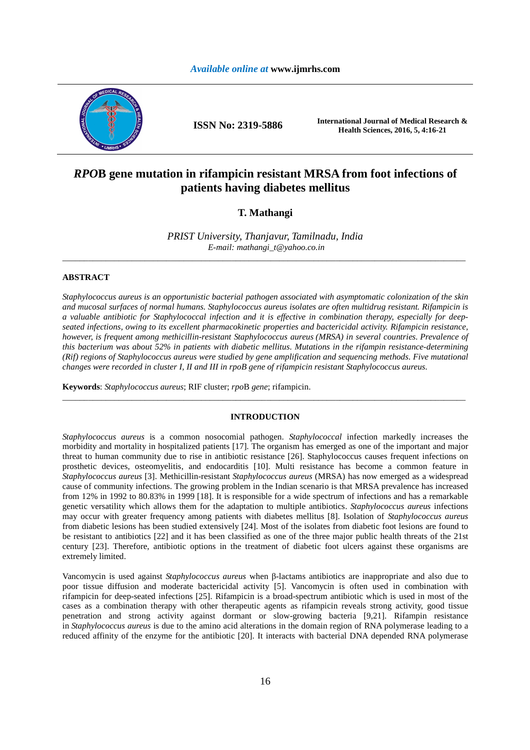# *RPO*B gene mutation in rifampicin resistant MRSA from foot infections of patients having diabetes mellitus

**T. Mathangi**

*PRIST University, Thanjavur, Tamilnadu, India*
*E-mail: mathangi_t@yahoo.co.in*

---

## ABSTRACT

*Staphylococcus aureus is an opportunistic bacterial pathogen associated with asymptomatic colonization of the skin and mucosal surfaces of normal humans. Staphylococcus aureus isolates are often multidrug resistant. Rifampicin is a valuable antibiotic for Staphylococcal infection and it is effective in combination therapy, especially for deep-seated infections, owing to its excellent pharmacokinetic properties and bactericidal activity. Rifampicin resistance, however, is frequent among methicillin-resistant Staphylococcus aureus (MRSA) in several countries. Prevalence of this bacterium was about 52% in patients with diabetic mellitus. Mutations in the rifampin resistance-determining (Rif) regions of Staphylococcus aureus were studied by gene amplification and sequencing methods. Five mutational changes were recorded in cluster I, II and III in rpoB gene of rifampicin resistant Staphylococcus aureus.*

**Keywords**: *Staphylococcus aureus*; RIF cluster; *rpo*B *gene*; rifampicin.

---

## INTRODUCTION

*Staphylococcus aureus* is a common nosocomial pathogen. *Staphylococcal* infection markedly increases the morbidity and mortality in hospitalized patients [17]. The organism has emerged as one of the important and major threat to human community due to rise in antibiotic resistance [26]. Staphylococcus causes frequent infections on prosthetic devices, osteomyelitis, and endocarditis [10]. Multi resistance has become a common feature in *Staphylococcus aureus* [3]. Methicillin-resistant *Staphylococcus aureus* (MRSA) has now emerged as a widespread cause of community infections. The growing problem in the Indian scenario is that MRSA prevalence has increased from 12% in 1992 to 80.83% in 1999 [18]. It is responsible for a wide spectrum of infections and has a remarkable genetic versatility which allows them for the adaptation to multiple antibiotics. *Staphylococcus aureus* infections may occur with greater frequency among patients with diabetes mellitus [8]. Isolation of *Staphylococcus aureus* from diabetic lesions has been studied extensively [24]. Most of the isolates from diabetic foot lesions are found to be resistant to antibiotics [22] and it has been classified as one of the three major public health threats of the 21st century [23]. Therefore, antibiotic options in the treatment of diabetic foot ulcers against these organisms are extremely limited.

Vancomycin is used against *Staphylococcus aureus* when β-lactams antibiotics are inappropriate and also due to poor tissue diffusion and moderate bactericidal activity [5]. Vancomycin is often used in combination with rifampicin for deep-seated infections [25]. Rifampicin is a broad-spectrum antibiotic which is used in most of the cases as a combination therapy with other therapeutic agents as rifampicin reveals strong activity, good tissue penetration and strong activity against dormant or slow-growing bacteria [9,21]. Rifampin resistance in *Staphylococcus aureus* is due to the amino acid alterations in the domain region of RNA polymerase leading to a reduced affinity of the enzyme for the antibiotic [20]. It interacts with bacterial DNA depended RNA polymerase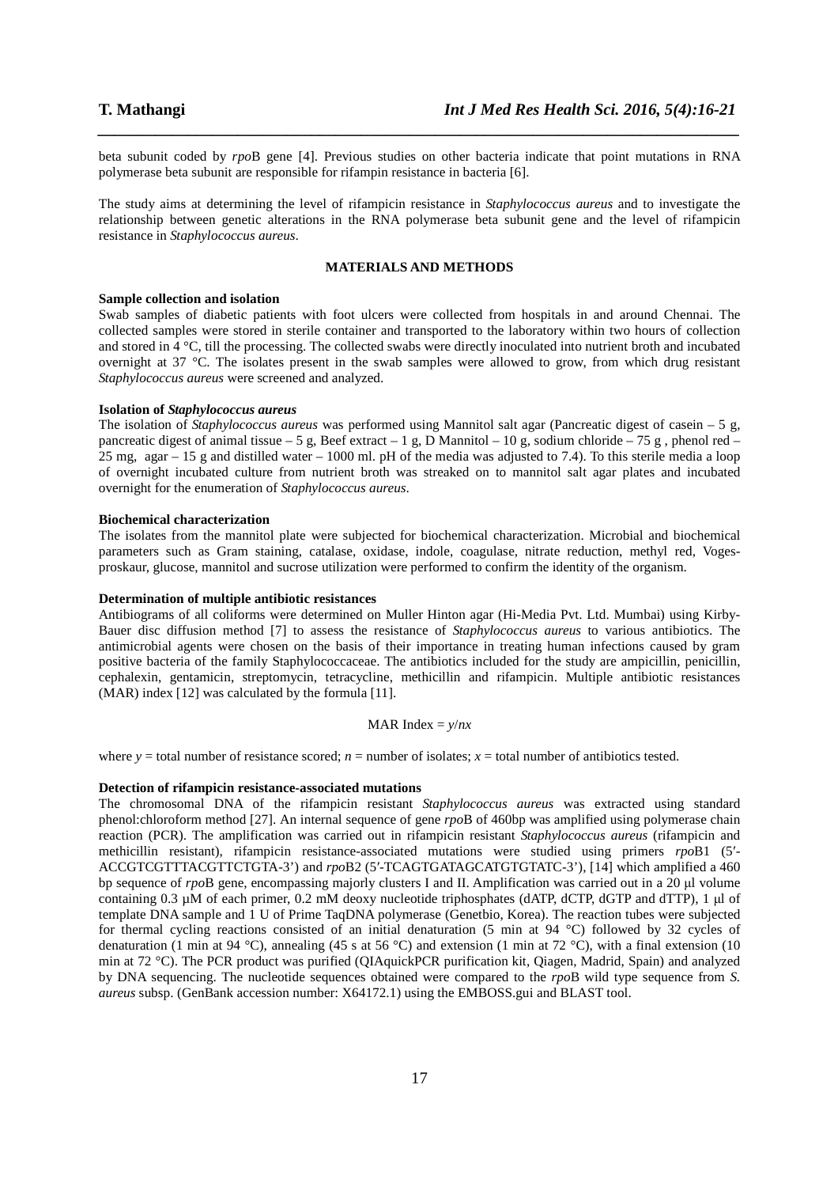beta subunit coded by *rpo*B gene [4]. Previous studies on other bacteria indicate that point mutations in RNA polymerase beta subunit are responsible for rifampin resistance in bacteria [6].

The study aims at determining the level of rifampicin resistance in *Staphylococcus aureus* and to investigate the relationship between genetic alterations in the RNA polymerase beta subunit gene and the level of rifampicin resistance in *Staphylococcus aureus*.

## MATERIALS AND METHODS

### Sample collection and isolation

Swab samples of diabetic patients with foot ulcers were collected from hospitals in and around Chennai. The collected samples were stored in sterile container and transported to the laboratory within two hours of collection and stored in 4 °C, till the processing. The collected swabs were directly inoculated into nutrient broth and incubated overnight at 37 °C. The isolates present in the swab samples were allowed to grow, from which drug resistant *Staphylococcus aureus* were screened and analyzed.

### Isolation of *Staphylococcus aureus*

The isolation of *Staphylococcus aureus* was performed using Mannitol salt agar (Pancreatic digest of casein – 5 g, pancreatic digest of animal tissue – 5 g, Beef extract – 1 g, D Mannitol – 10 g, sodium chloride – 75 g , phenol red – 25 mg, agar – 15 g and distilled water – 1000 ml. pH of the media was adjusted to 7.4). To this sterile media a loop of overnight incubated culture from nutrient broth was streaked on to mannitol salt agar plates and incubated overnight for the enumeration of *Staphylococcus aureus*.

### Biochemical characterization

The isolates from the mannitol plate were subjected for biochemical characterization. Microbial and biochemical parameters such as Gram staining, catalase, oxidase, indole, coagulase, nitrate reduction, methyl red, Voges-proskaur, glucose, mannitol and sucrose utilization were performed to confirm the identity of the organism.

### Determination of multiple antibiotic resistances

Antibiograms of all coliforms were determined on Muller Hinton agar (Hi-Media Pvt. Ltd. Mumbai) using Kirby-Bauer disc diffusion method [7] to assess the resistance of *Staphylococcus aureus* to various antibiotics. The antimicrobial agents were chosen on the basis of their importance in treating human infections caused by gram positive bacteria of the family Staphylococcaceae. The antibiotics included for the study are ampicillin, penicillin, cephalexin, gentamicin, streptomycin, tetracycline, methicillin and rifampicin. Multiple antibiotic resistances (MAR) index [12] was calculated by the formula [11].

$$\text{MAR Index} = y/nx$$

where $y$ = total number of resistance scored; $n$ = number of isolates; $x$ = total number of antibiotics tested.

### Detection of rifampicin resistance-associated mutations

The chromosomal DNA of the rifampicin resistant *Staphylococcus aureus* was extracted using standard phenol:chloroform method [27]. An internal sequence of gene *rpo*B of 460bp was amplified using polymerase chain reaction (PCR). The amplification was carried out in rifampicin resistant *Staphylococcus aureus* (rifampicin and methicillin resistant), rifampicin resistance-associated mutations were studied using primers *rpo*B1 (5′-ACCGTCGTTTACGTTCTGTA-3’) and *rpo*B2 (5′-TCAGTGATAGCATGTGTATC-3’), [14] which amplified a 460 bp sequence of *rpo*B gene, encompassing majorly clusters I and II. Amplification was carried out in a 20 µl volume containing 0.3 µM of each primer, 0.2 mM deoxy nucleotide triphosphates (dATP, dCTP, dGTP and dTTP), 1 µl of template DNA sample and 1 U of Prime TaqDNA polymerase (Genetbio, Korea). The reaction tubes were subjected for thermal cycling reactions consisted of an initial denaturation (5 min at 94 °C) followed by 32 cycles of denaturation (1 min at 94 °C), annealing (45 s at 56 °C) and extension (1 min at 72 °C), with a final extension (10 min at 72 °C). The PCR product was purified (QIAquickPCR purification kit, Qiagen, Madrid, Spain) and analyzed by DNA sequencing. The nucleotide sequences obtained were compared to the *rpo*B wild type sequence from *S. aureus* subsp. (GenBank accession number: X64172.1) using the EMBOSS.gui and BLAST tool.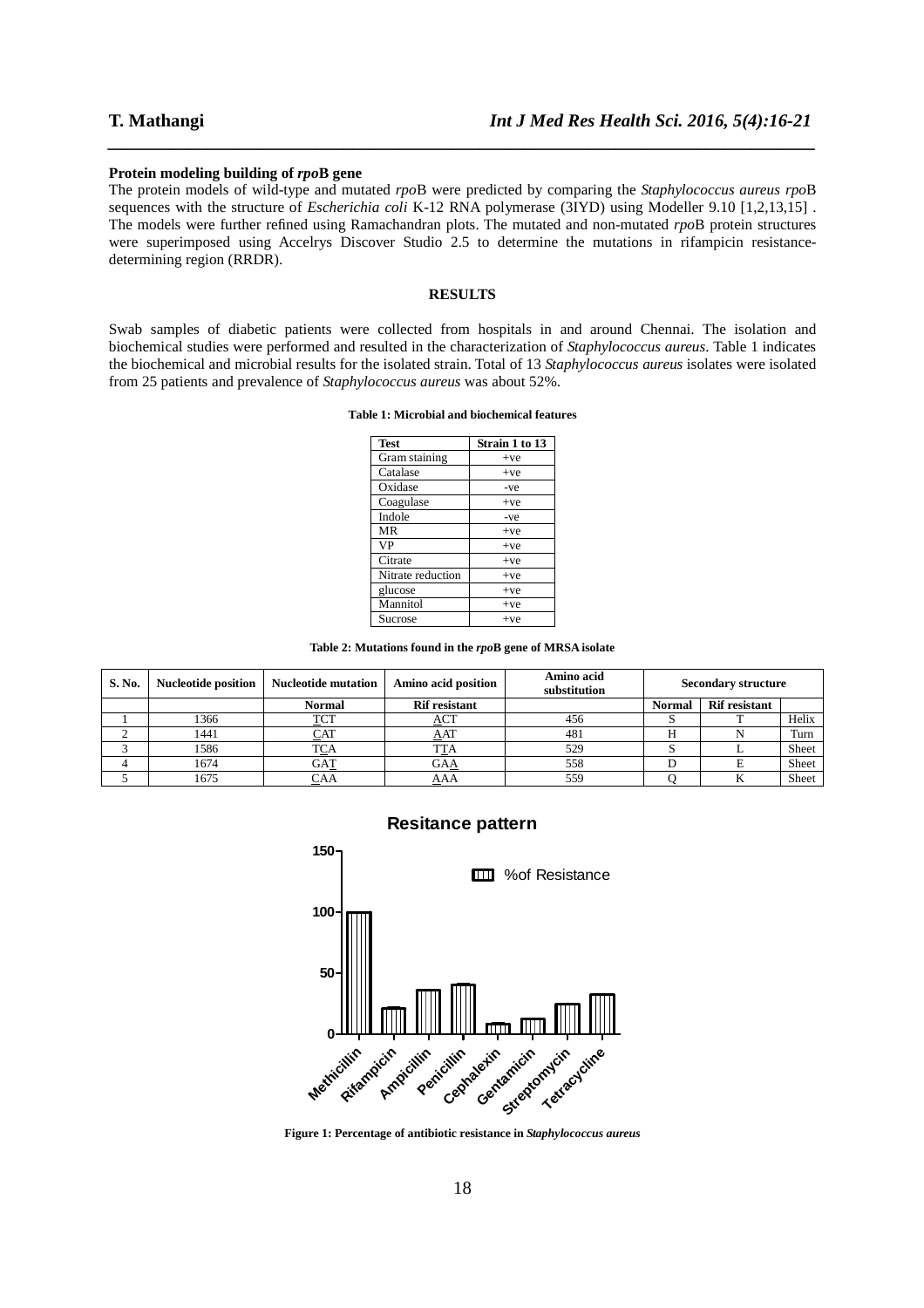**Protein modeling building of *rpo*B gene**

The protein models of wild-type and mutated *rpo*B were predicted by comparing the *Staphylococcus aureus rpo*B sequences with the structure of *Escherichia coli* K-12 RNA polymerase (3IYD) using Modeller 9.10 [1,2,13,15] . The models were further refined using Ramachandran plots. The mutated and non-mutated *rpo*B protein structures were superimposed using Accelrys Discover Studio 2.5 to determine the mutations in rifampicin resistance-determining region (RRDR).

## RESULTS

Swab samples of diabetic patients were collected from hospitals in and around Chennai. The isolation and biochemical studies were performed and resulted in the characterization of *Staphylococcus aureus*. Table 1 indicates the biochemical and microbial results for the isolated strain. Total of 13 *Staphylococcus aureus* isolates were isolated from 25 patients and prevalence of *Staphylococcus aureus* was about 52%.

**Table 1: Microbial and biochemical features**

| Test | Strain 1 to 13 |
|---|---|
| Gram staining | +ve |
| Catalase | +ve |
| Oxidase | -ve |
| Coagulase | +ve |
| Indole | -ve |
| MR | +ve |
| VP | +ve |
| Citrate | +ve |
| Nitrate reduction | +ve |
| glucose | +ve |
| Mannitol | +ve |
| Sucrose | +ve |

**Table 2: Mutations found in the *rpo*B gene of MRSA isolate**

| S. No. | Nucleotide position | Nucleotide mutation | Amino acid position | Amino acid substitution | Secondary structure | | |
|---|---|---|---|---|---|---|---|
| | | Normal | Rif resistant | | Normal | Rif resistant | |
| 1 | 1366 | TCT | ACT | 456 | S | T | Helix |
| 2 | 1441 | CAT | AAT | 481 | H | N | Turn |
| 3 | 1586 | TCA | TTA | 529 | S | L | Sheet |
| 4 | 1674 | GAT | GAA | 558 | D | E | Sheet |
| 5 | 1675 | CAA | AAA | 559 | Q | K | Sheet |

**Figure 1: Percentage of antibiotic resistance in *Staphylococcus aureus***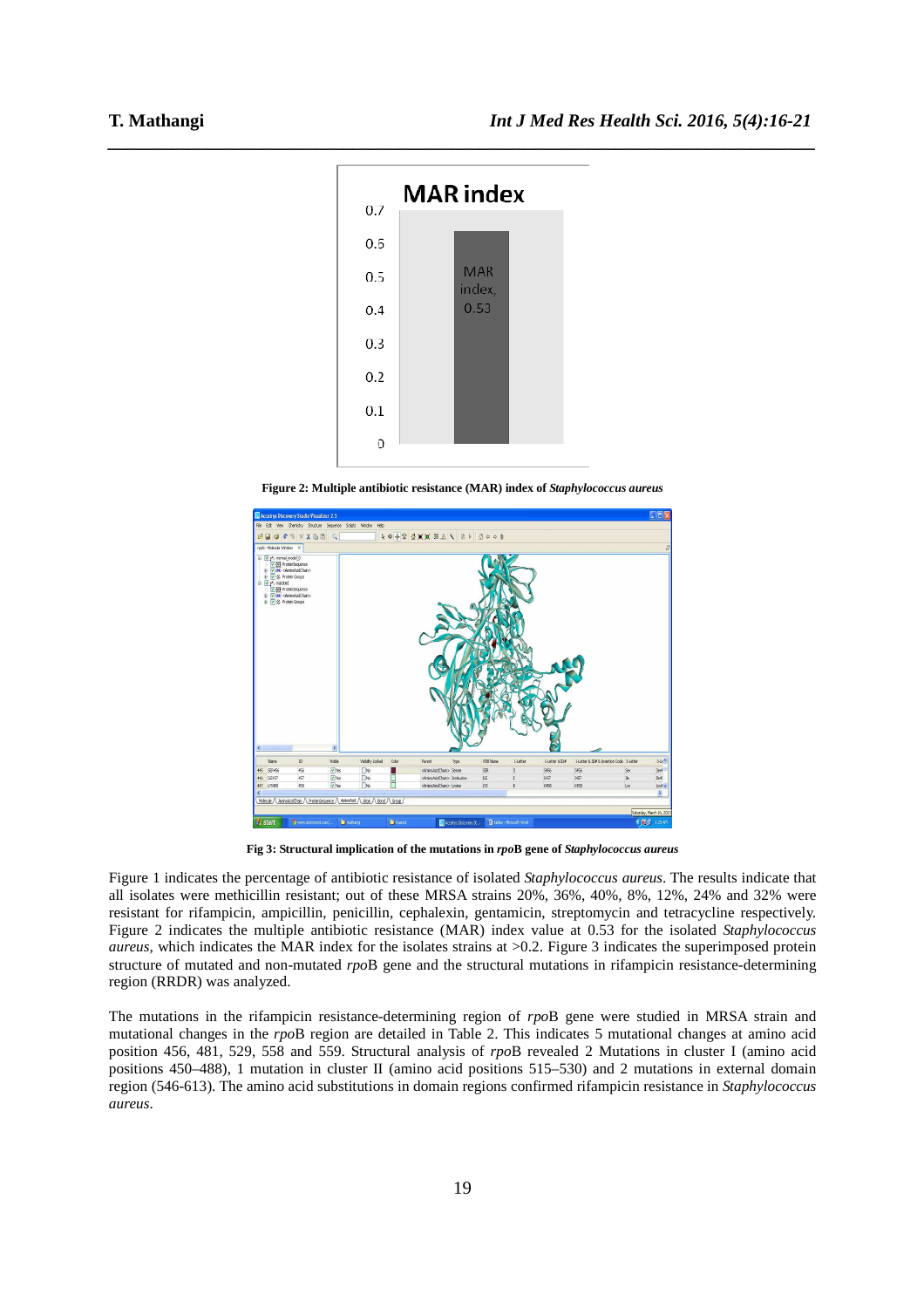**Figure 2: Multiple antibiotic resistance (MAR) index of *Staphylococcus aureus***

**Fig 3: Structural implication of the mutations in *rpo*B gene of *Staphylococcus aureus***

Figure 1 indicates the percentage of antibiotic resistance of isolated *Staphylococcus aureus*. The results indicate that all isolates were methicillin resistant; out of these MRSA strains 20%, 36%, 40%, 8%, 12%, 24% and 32% were resistant for rifampicin, ampicillin, penicillin, cephalexin, gentamicin, streptomycin and tetracycline respectively. Figure 2 indicates the multiple antibiotic resistance (MAR) index value at 0.53 for the isolated *Staphylococcus aureus*, which indicates the MAR index for the isolates strains at >0.2. Figure 3 indicates the superimposed protein structure of mutated and non-mutated *rpo*B gene and the structural mutations in rifampicin resistance-determining region (RRDR) was analyzed.

The mutations in the rifampicin resistance-determining region of *rpo*B gene were studied in MRSA strain and mutational changes in the *rpo*B region are detailed in Table 2. This indicates 5 mutational changes at amino acid position 456, 481, 529, 558 and 559. Structural analysis of *rpo*B revealed 2 Mutations in cluster I (amino acid positions 450–488), 1 mutation in cluster II (amino acid positions 515–530) and 2 mutations in external domain region (546-613). The amino acid substitutions in domain regions confirmed rifampicin resistance in *Staphylococcus aureus*.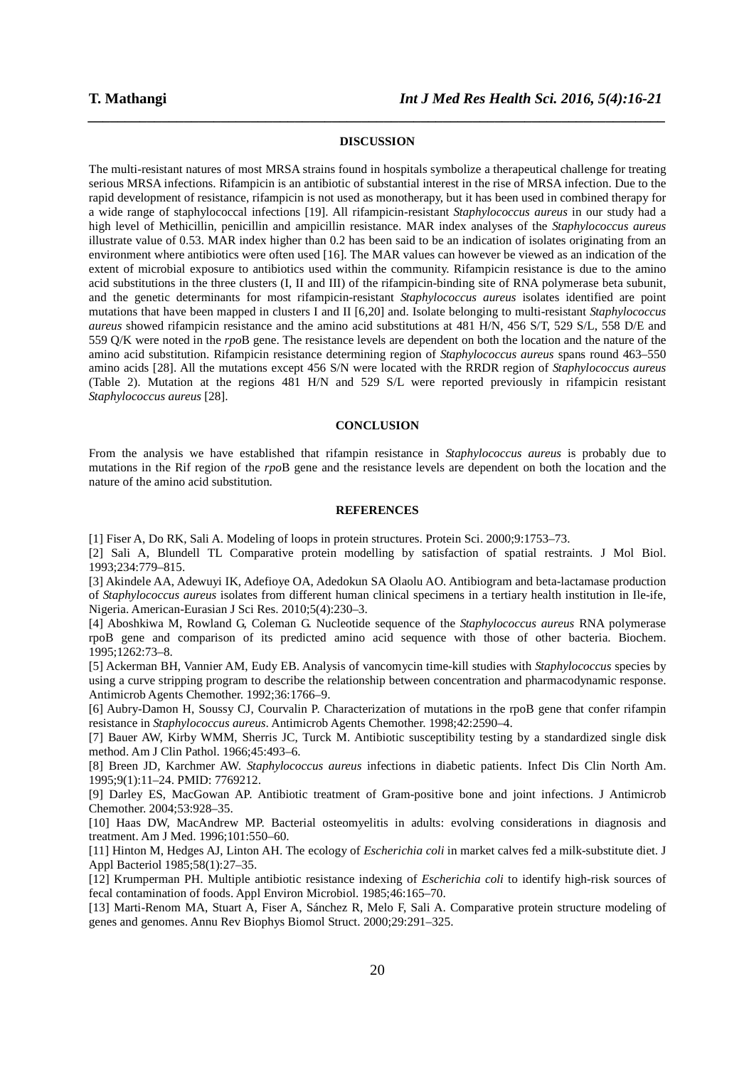## DISCUSSION

The multi-resistant natures of most MRSA strains found in hospitals symbolize a therapeutical challenge for treating serious MRSA infections. Rifampicin is an antibiotic of substantial interest in the rise of MRSA infection. Due to the rapid development of resistance, rifampicin is not used as monotherapy, but it has been used in combined therapy for a wide range of staphylococcal infections [19]. All rifampicin-resistant *Staphylococcus aureus* in our study had a high level of Methicillin, penicillin and ampicillin resistance. MAR index analyses of the *Staphylococcus aureus* illustrate value of 0.53. MAR index higher than 0.2 has been said to be an indication of isolates originating from an environment where antibiotics were often used [16]. The MAR values can however be viewed as an indication of the extent of microbial exposure to antibiotics used within the community. Rifampicin resistance is due to the amino acid substitutions in the three clusters (I, II and III) of the rifampicin-binding site of RNA polymerase beta subunit, and the genetic determinants for most rifampicin-resistant *Staphylococcus aureus* isolates identified are point mutations that have been mapped in clusters I and II [6,20] and. Isolate belonging to multi-resistant *Staphylococcus aureus* showed rifampicin resistance and the amino acid substitutions at 481 H/N, 456 S/T, 529 S/L, 558 D/E and 559 Q/K were noted in the *rpo*B gene. The resistance levels are dependent on both the location and the nature of the amino acid substitution. Rifampicin resistance determining region of *Staphylococcus aureus* spans round 463–550 amino acids [28]. All the mutations except 456 S/N were located with the RRDR region of *Staphylococcus aureus* (Table 2). Mutation at the regions 481 H/N and 529 S/L were reported previously in rifampicin resistant *Staphylococcus aureus* [28].

## CONCLUSION

From the analysis we have established that rifampin resistance in *Staphylococcus aureus* is probably due to mutations in the Rif region of the *rpo*B gene and the resistance levels are dependent on both the location and the nature of the amino acid substitution.

## REFERENCES

[1] Fiser A, Do RK, Sali A. Modeling of loops in protein structures. Protein Sci. 2000;9:1753–73.

[2] Sali A, Blundell TL Comparative protein modelling by satisfaction of spatial restraints. J Mol Biol. 1993;234:779–815.

[3] Akindele AA, Adewuyi IK, Adefioye OA, Adedokun SA Olaolu AO. Antibiogram and beta-lactamase production of *Staphylococcus aureus* isolates from different human clinical specimens in a tertiary health institution in Ile-ife, Nigeria. American-Eurasian J Sci Res. 2010;5(4):230–3.

[4] Aboshkiwa M, Rowland G, Coleman G. Nucleotide sequence of the *Staphylococcus aureus* RNA polymerase rpoB gene and comparison of its predicted amino acid sequence with those of other bacteria. Biochem. 1995;1262:73–8.

[5] Ackerman BH, Vannier AM, Eudy EB. Analysis of vancomycin time-kill studies with *Staphylococcus* species by using a curve stripping program to describe the relationship between concentration and pharmacodynamic response. Antimicrob Agents Chemother. 1992;36:1766–9.

[6] Aubry-Damon H, Soussy CJ, Courvalin P. Characterization of mutations in the rpoB gene that confer rifampin resistance in *Staphylococcus aureus*. Antimicrob Agents Chemother. 1998;42:2590–4.

[7] Bauer AW, Kirby WMM, Sherris JC, Turck M. Antibiotic susceptibility testing by a standardized single disk method. Am J Clin Pathol. 1966;45:493–6.

[8] Breen JD, Karchmer AW. *Staphylococcus aureus* infections in diabetic patients. Infect Dis Clin North Am. 1995;9(1):11–24. PMID: 7769212.

[9] Darley ES, MacGowan AP. Antibiotic treatment of Gram-positive bone and joint infections. J Antimicrob Chemother. 2004;53:928–35.

[10] Haas DW, MacAndrew MP. Bacterial osteomyelitis in adults: evolving considerations in diagnosis and treatment. Am J Med. 1996;101:550–60.

[11] Hinton M, Hedges AJ, Linton AH. The ecology of *Escherichia coli* in market calves fed a milk-substitute diet. J Appl Bacteriol 1985;58(1):27–35.

[12] Krumperman PH. Multiple antibiotic resistance indexing of *Escherichia coli* to identify high-risk sources of fecal contamination of foods. Appl Environ Microbiol. 1985;46:165–70.

[13] Marti-Renom MA, Stuart A, Fiser A, Sánchez R, Melo F, Sali A. Comparative protein structure modeling of genes and genomes. Annu Rev Biophys Biomol Struct. 2000;29:291–325.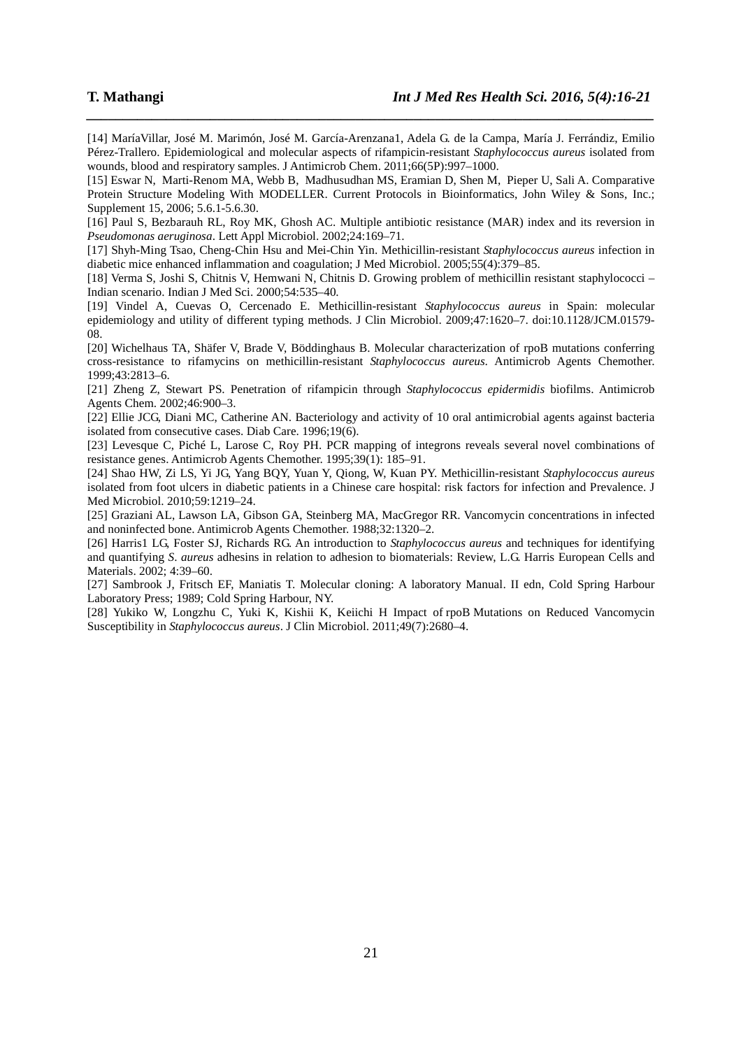[14] MaríaVillar, José M. Marimón, José M. García-Arenzana1, Adela G. de la Campa, María J. Ferrándiz, Emilio Pérez-Trallero. Epidemiological and molecular aspects of rifampicin-resistant *Staphylococcus aureus* isolated from wounds, blood and respiratory samples. J Antimicrob Chem. 2011;66(5P):997–1000.

[15] Eswar N, Marti-Renom MA, Webb B, Madhusudhan MS, Eramian D, Shen M, Pieper U, Sali A. Comparative Protein Structure Modeling With MODELLER. Current Protocols in Bioinformatics, John Wiley & Sons, Inc.; Supplement 15, 2006; 5.6.1-5.6.30.

[16] Paul S, Bezbarauh RL, Roy MK, Ghosh AC. Multiple antibiotic resistance (MAR) index and its reversion in *Pseudomonas aeruginosa*. Lett Appl Microbiol. 2002;24:169–71.

[17] Shyh-Ming Tsao, Cheng-Chin Hsu and Mei-Chin Yin. Methicillin-resistant *Staphylococcus aureus* infection in diabetic mice enhanced inflammation and coagulation; J Med Microbiol. 2005;55(4):379–85.

[18] Verma S, Joshi S, Chitnis V, Hemwani N, Chitnis D. Growing problem of methicillin resistant staphylococci – Indian scenario. Indian J Med Sci. 2000;54:535–40.

[19] Vindel A, Cuevas O, Cercenado E. Methicillin-resistant *Staphylococcus aureus* in Spain: molecular epidemiology and utility of different typing methods. J Clin Microbiol. 2009;47:1620–7. doi:10.1128/JCM.01579-08.

[20] Wichelhaus TA, Shäfer V, Brade V, Böddinghaus B. Molecular characterization of rpoB mutations conferring cross-resistance to rifamycins on methicillin-resistant *Staphylococcus aureus*. Antimicrob Agents Chemother. 1999;43:2813–6.

[21] Zheng Z, Stewart PS. Penetration of rifampicin through *Staphylococcus epidermidis* biofilms. Antimicrob Agents Chem. 2002;46:900–3.

[22] Ellie JCG, Diani MC, Catherine AN. Bacteriology and activity of 10 oral antimicrobial agents against bacteria isolated from consecutive cases. Diab Care. 1996;19(6).

[23] Levesque C, Piché L, Larose C, Roy PH. PCR mapping of integrons reveals several novel combinations of resistance genes. Antimicrob Agents Chemother. 1995;39(1): 185–91.

[24] Shao HW, Zi LS, Yi JG, Yang BQY, Yuan Y, Qiong, W, Kuan PY. Methicillin-resistant *Staphylococcus aureus* isolated from foot ulcers in diabetic patients in a Chinese care hospital: risk factors for infection and Prevalence. J Med Microbiol. 2010;59:1219–24.

[25] Graziani AL, Lawson LA, Gibson GA, Steinberg MA, MacGregor RR. Vancomycin concentrations in infected and noninfected bone. Antimicrob Agents Chemother. 1988;32:1320–2.

[26] Harris1 LG, Foster SJ, Richards RG. An introduction to *Staphylococcus aureus* and techniques for identifying and quantifying *S. aureus* adhesins in relation to adhesion to biomaterials: Review, L.G. Harris European Cells and Materials. 2002; 4:39–60.

[27] Sambrook J, Fritsch EF, Maniatis T. Molecular cloning: A laboratory Manual. II edn, Cold Spring Harbour Laboratory Press; 1989; Cold Spring Harbour, NY.

[28] Yukiko W, Longzhu C, Yuki K, Kishii K, Keiichi H Impact of rpoB Mutations on Reduced Vancomycin Susceptibility in *Staphylococcus aureus*. J Clin Microbiol. 2011;49(7):2680–4.